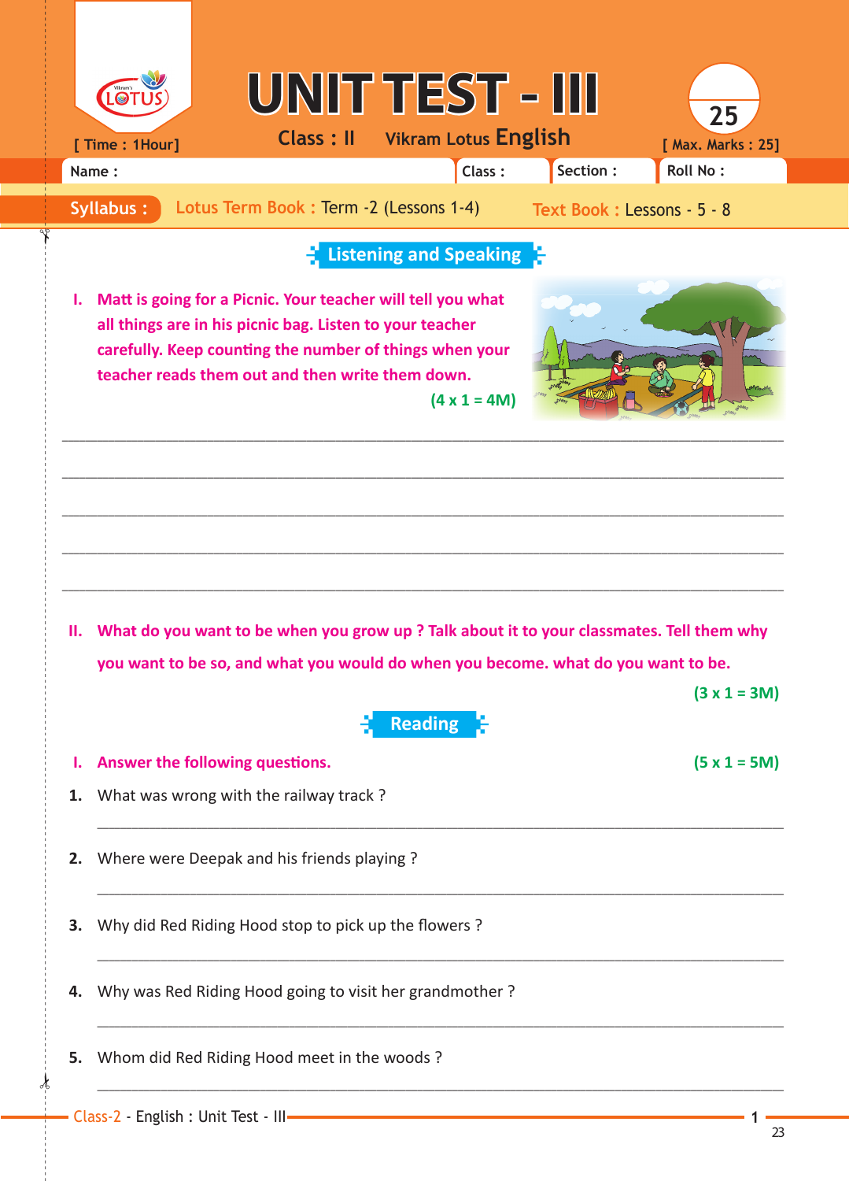# UNIT TEST - III

**Class : II** &nbsp;&nbsp; **Vikram Lotus English**

[ Time : 1Hour] &nbsp;&nbsp; [ Max. Marks : 25]

| Name : | Class : | Section : | Roll No : |
|---|---|---|---|

**Syllabus :** Lotus Term Book : Term -2 (Lessons 1-4) &nbsp;&nbsp; Text Book : Lessons - 5 - 8

## Listening and Speaking

**I. Matt is going for a Picnic. Your teacher will tell you what all things are in his picnic bag. Listen to your teacher carefully. Keep counting the number of things when your teacher reads them out and then write them down.** **(4 x 1 = 4M)**

_______________________________________________

_______________________________________________

_______________________________________________

_______________________________________________

_______________________________________________

**II. What do you want to be when you grow up ? Talk about it to your classmates. Tell them why you want to be so, and what you would do when you become. what do you want to be.** **(3 x 1 = 3M)**

## Reading

**I. Answer the following questions.** **(5 x 1 = 5M)**

1. What was wrong with the railway track ?

_______________________________________________

2. Where were Deepak and his friends playing ?

_______________________________________________

3. Why did Red Riding Hood stop to pick up the flowers ?

_______________________________________________

4. Why was Red Riding Hood going to visit her grandmother ?

_______________________________________________

5. Whom did Red Riding Hood meet in the woods ?

_______________________________________________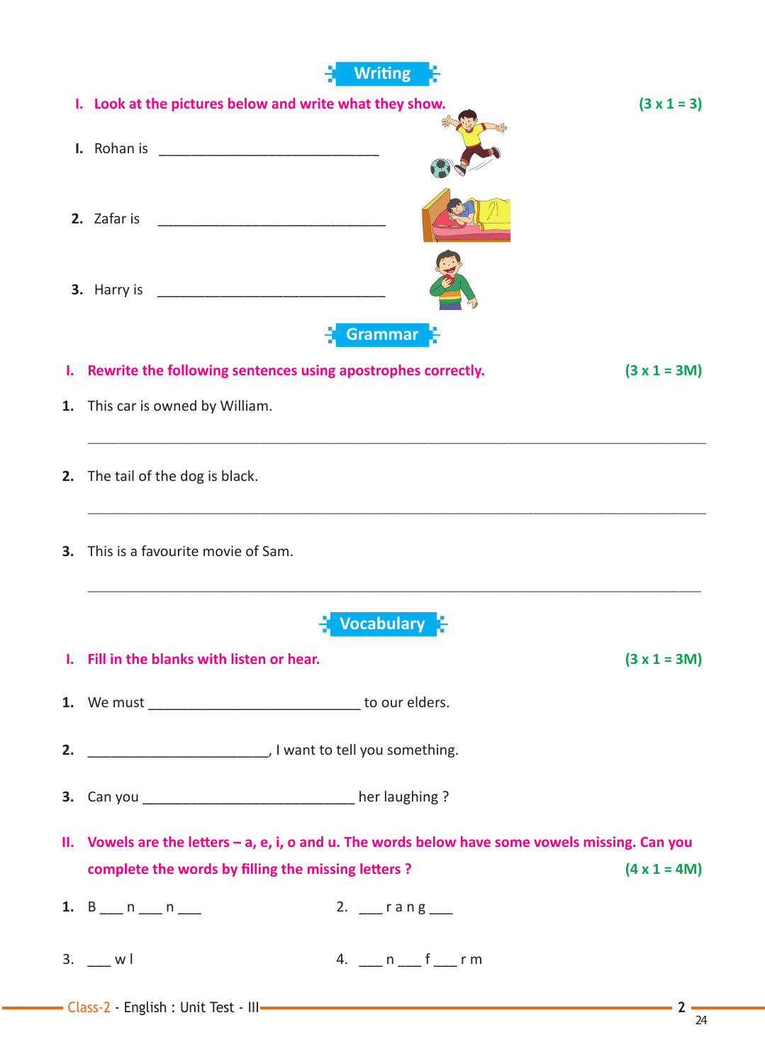## Writing

**I. Look at the pictures below and write what they show.** **(3 x 1 = 3)**

I. Rohan is ______________________________

2. Zafar is ______________________________

3. Harry is ______________________________

## Grammar

**I. Rewrite the following sentences using apostrophes correctly.** **(3 x 1 = 3M)**

1. This car is owned by William.

______________________________________________________________________

2. The tail of the dog is black.

______________________________________________________________________

3. This is a favourite movie of Sam.

______________________________________________________________________

## Vocabulary

**I. Fill in the blanks with listen or hear.** **(3 x 1 = 3M)**

1. We must ____________________________ to our elders.

2. ________________________, I want to tell you something.

3. Can you ____________________________ her laughing ?

**II. Vowels are the letters – a, e, i, o and u. The words below have some vowels missing. Can you complete the words by filling the missing letters ?** **(4 x 1 = 4M)**

1. B ___ n ___ n ___

2. ___ r a n g ___

3. ___ w l

4. ___ n ___ f ___ r m